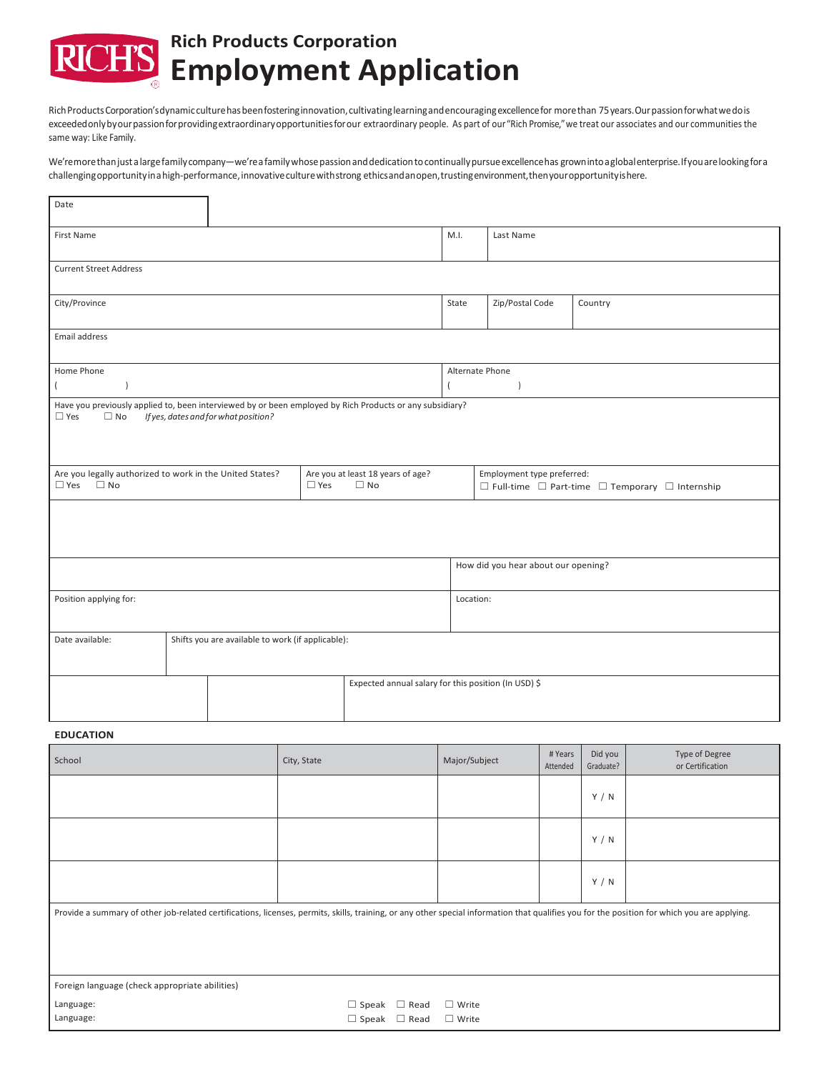# Rich Products Corporation
# Employment Application

Rich Products Corporation's dynamic culture has been fostering innovation, cultivating learning and encouraging excellence for more than 75 years. Our passion for what we do is exceeded only by our passion for providing extraordinary opportunities for our extraordinary people. As part of our "Rich Promise," we treat our associates and our communities the same way: Like Family.

We're more than just a large family company—we're a family whose passion and dedication to continually pursue excellence has grown into a global enterprise. If you are looking for a challenging opportunity in a high-performance, innovative culture with strong ethics and an open, trusting environment, then your opportunity is here.

| | | | | |
|---|---|---|---|---|
| Date | | | | |
| First Name | M.I. | Last Name | | |
| Current Street Address | | | | |
| City/Province | State | Zip/Postal Code | Country | |
| Email address | | | | |
| Home Phone ( ) | Alternate Phone ( ) | | | |

Have you previously applied to, been interviewed by or been employed by Rich Products or any subsidiary?
☐ Yes ☐ No *If yes, dates and for what position?*

| | | |
|---|---|---|
| Are you legally authorized to work in the United States? ☐ Yes ☐ No | Are you at least 18 years of age? ☐ Yes ☐ No | Employment type preferred: ☐ Full-time ☐ Part-time ☐ Temporary ☐ Internship |

| | |
|---|---|
| | How did you hear about our opening? |
| Position applying for: | Location: |
| Date available: | Shifts you are available to work (if applicable): |
| | Expected annual salary for this position (In USD) $ |

**EDUCATION**

| School | City, State | Major/Subject | # Years Attended | Did you Graduate? | Type of Degree or Certification |
|---|---|---|---|---|---|
| | | | | Y / N | |
| | | | | Y / N | |
| | | | | Y / N | |

Provide a summary of other job-related certifications, licenses, permits, skills, training, or any other special information that qualifies you for the position for which you are applying.

Foreign language (check appropriate abilities)

| | |
|---|---|
| Language: | ☐ Speak ☐ Read ☐ Write |
| Language: | ☐ Speak ☐ Read ☐ Write |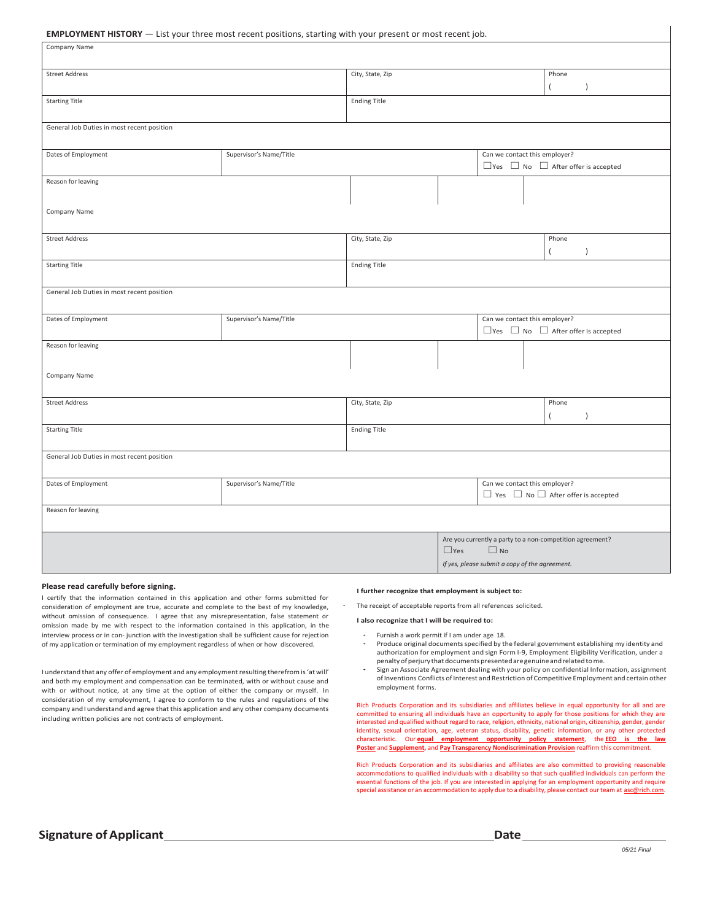**EMPLOYMENT HISTORY** — List your three most recent positions, starting with your present or most recent job.

| | | | |
|---|---|---|---|
| Company Name | | | |
| Street Address | City, State, Zip | | Phone ( ) |
| Starting Title | Ending Title | | |
| General Job Duties in most recent position | | | |
| Dates of Employment | Supervisor's Name/Title | | Can we contact this employer? ☐ Yes ☐ No ☐ After offer is accepted |
| Reason for leaving | | | |

| | | | |
|---|---|---|---|
| Company Name | | | |
| Street Address | City, State, Zip | | Phone ( ) |
| Starting Title | Ending Title | | |
| General Job Duties in most recent position | | | |
| Dates of Employment | Supervisor's Name/Title | | Can we contact this employer? ☐ Yes ☐ No ☐ After offer is accepted |
| Reason for leaving | | | |

| | | | |
|---|---|---|---|
| Company Name | | | |
| Street Address | City, State, Zip | | Phone ( ) |
| Starting Title | Ending Title | | |
| General Job Duties in most recent position | | | |
| Dates of Employment | Supervisor's Name/Title | | Can we contact this employer? ☐ Yes ☐ No ☐ After offer is accepted |
| Reason for leaving | | | |

Are you currently a party to a non-competition agreement?
☐ Yes ☐ No
*If yes, please submit a copy of the agreement.*

**Please read carefully before signing.**

I certify that the information contained in this application and other forms submitted for consideration of employment are true, accurate and complete to the best of my knowledge, without omission of consequence. I agree that any misrepresentation, false statement or omission made by me with respect to the information contained in this application, in the interview process or in con- junction with the investigation shall be sufficient cause for rejection of my application or termination of my employment regardless of when or how discovered.

I understand that any offer of employment and any employment resulting therefrom is 'at will' and both my employment and compensation can be terminated, with or without cause and with or without notice, at any time at the option of either the company or myself. In consideration of my employment, I agree to conform to the rules and regulations of the company and I understand and agree that this application and any other company documents including written policies are not contracts of employment.

**I further recognize that employment is subject to:**

- The receipt of acceptable reports from all references solicited.

**I also recognize that I will be required to:**

- Furnish a work permit if I am under age 18.
- Produce original documents specified by the federal government establishing my identity and authorization for employment and sign Form I-9, Employment Eligibility Verification, under a penalty of perjury that documents presented are genuine and related to me.
- Sign an Associate Agreement dealing with your policy on confidential Information, assignment of Inventions Conflicts of Interest and Restriction of Competitive Employment and certain other employment forms.

Rich Products Corporation and its subsidiaries and affiliates believe in equal opportunity for all and are committed to ensuring all individuals have an opportunity to apply for those positions for which they are interested and qualified without regard to race, religion, ethnicity, national origin, citizenship, gender, gender identity, sexual orientation, age, veteran status, disability, genetic information, or any other protected characteristic. Our **equal employment opportunity policy statement**, the **EEO is the law Poster** and **Supplement,** and **Pay Transparency Nondiscrimination Provision** reaffirm this commitment.

Rich Products Corporation and its subsidiaries and affiliates are also committed to providing reasonable accommodations to qualified individuals with a disability so that such qualified individuals can perform the essential functions of the job. If you are interested in applying for an employment opportunity and require special assistance or an accommodation to apply due to a disability, please contact our team at asc@rich.com.

**Signature of Applicant** ______________________________ **Date** ______________

05/21 Final